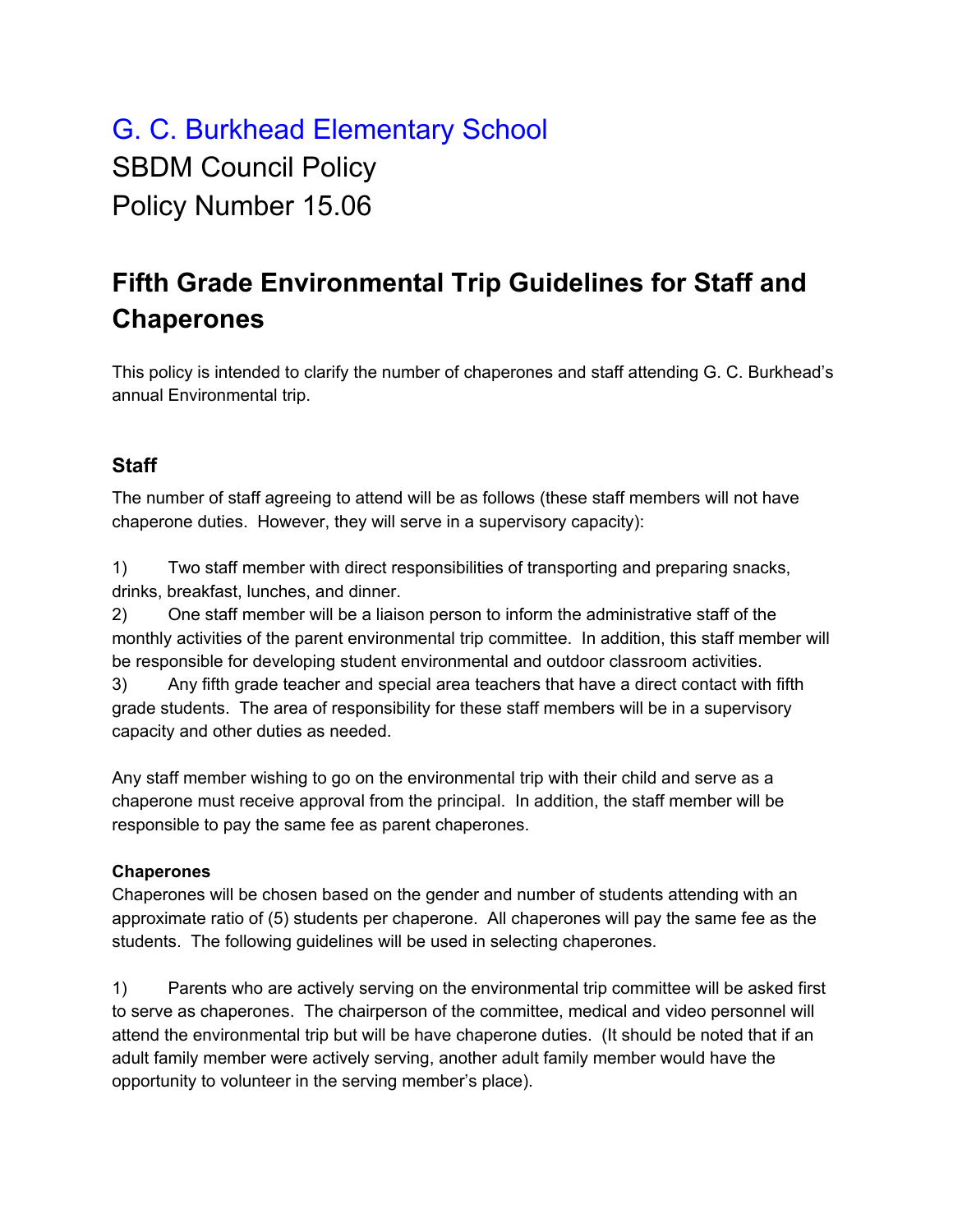G. C. Burkhead Elementary School
SBDM Council Policy
Policy Number 15.06

# Fifth Grade Environmental Trip Guidelines for Staff and Chaperones

This policy is intended to clarify the number of chaperones and staff attending G. C. Burkhead's annual Environmental trip.

## Staff

The number of staff agreeing to attend will be as follows (these staff members will not have chaperone duties. However, they will serve in a supervisory capacity):

1) Two staff member with direct responsibilities of transporting and preparing snacks, drinks, breakfast, lunches, and dinner.
2) One staff member will be a liaison person to inform the administrative staff of the monthly activities of the parent environmental trip committee. In addition, this staff member will be responsible for developing student environmental and outdoor classroom activities.
3) Any fifth grade teacher and special area teachers that have a direct contact with fifth grade students. The area of responsibility for these staff members will be in a supervisory capacity and other duties as needed.

Any staff member wishing to go on the environmental trip with their child and serve as a chaperone must receive approval from the principal. In addition, the staff member will be responsible to pay the same fee as parent chaperones.

### Chaperones

Chaperones will be chosen based on the gender and number of students attending with an approximate ratio of (5) students per chaperone. All chaperones will pay the same fee as the students. The following guidelines will be used in selecting chaperones.

1) Parents who are actively serving on the environmental trip committee will be asked first to serve as chaperones. The chairperson of the committee, medical and video personnel will attend the environmental trip but will be have chaperone duties. (It should be noted that if an adult family member were actively serving, another adult family member would have the opportunity to volunteer in the serving member's place).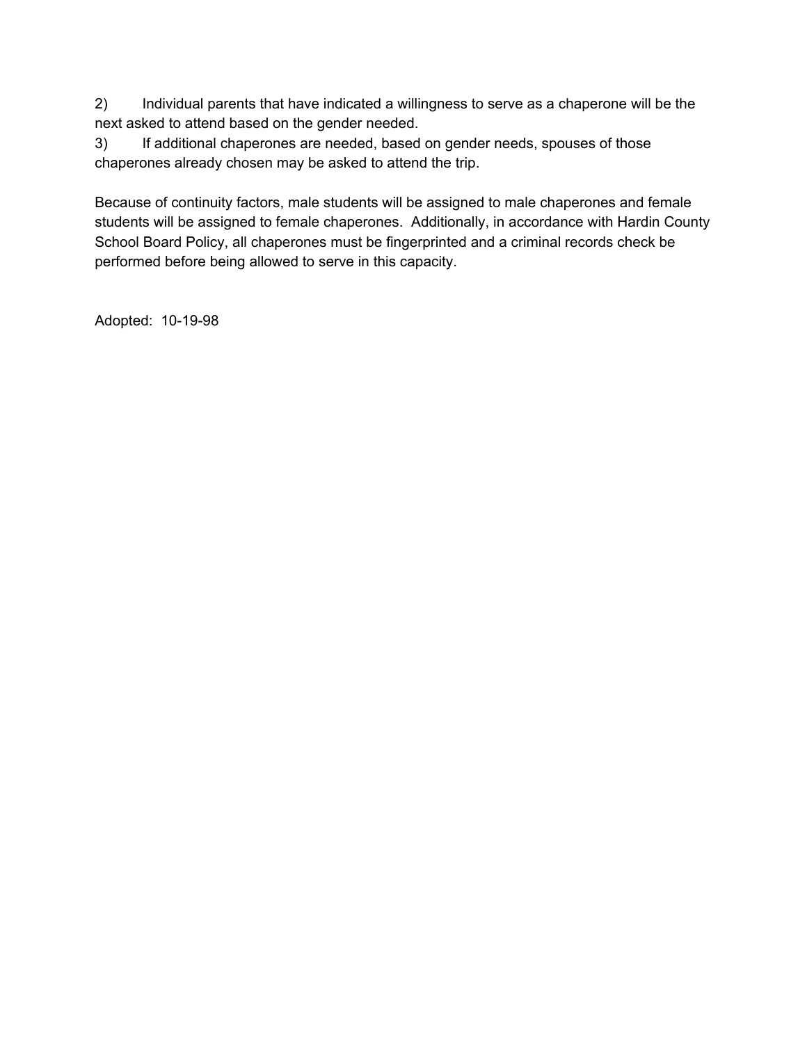2) Individual parents that have indicated a willingness to serve as a chaperone will be the next asked to attend based on the gender needed.

3) If additional chaperones are needed, based on gender needs, spouses of those chaperones already chosen may be asked to attend the trip.

Because of continuity factors, male students will be assigned to male chaperones and female students will be assigned to female chaperones. Additionally, in accordance with Hardin County School Board Policy, all chaperones must be fingerprinted and a criminal records check be performed before being allowed to serve in this capacity.

Adopted: 10-19-98